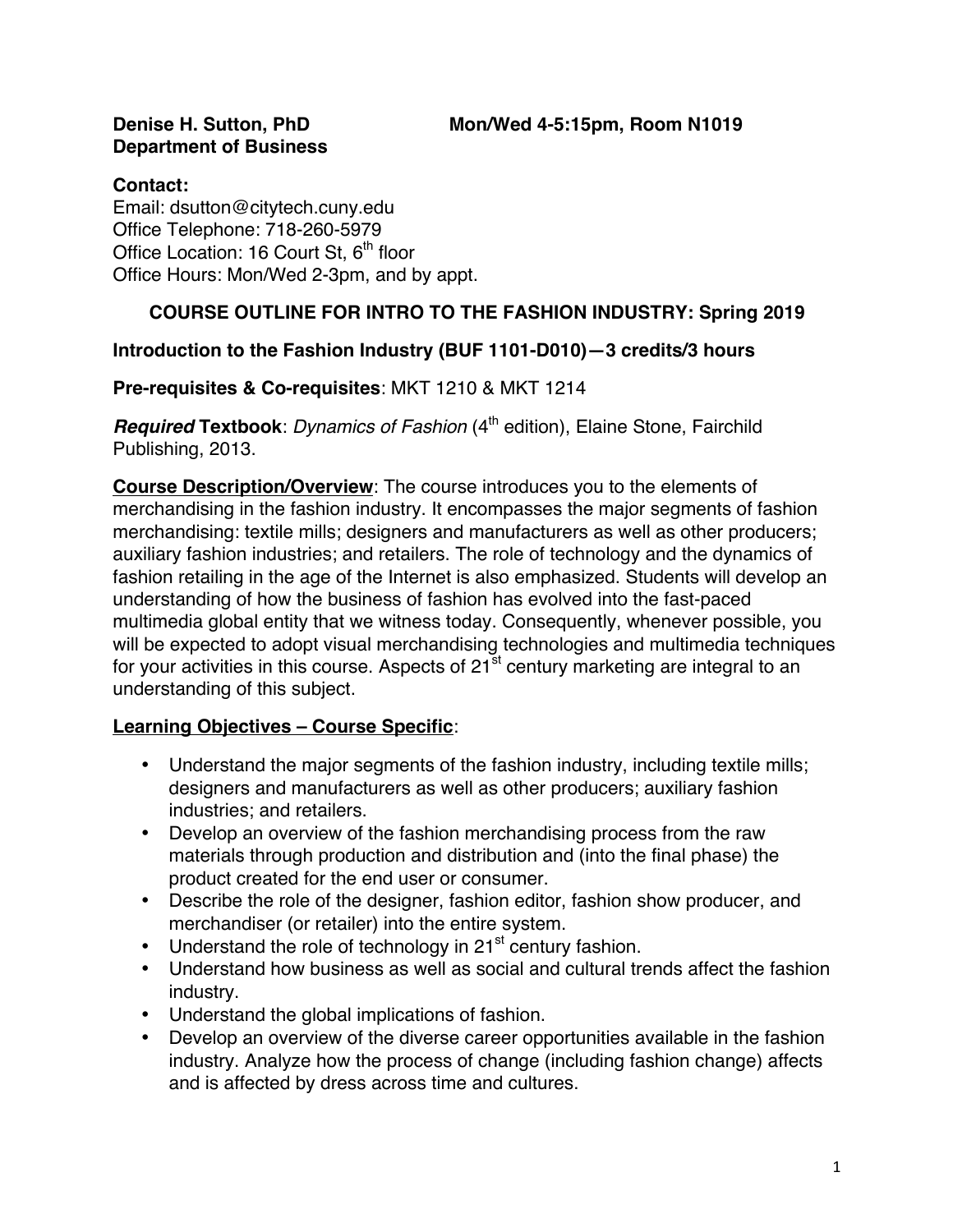**Denise H. Sutton, PhD** **Mon/Wed 4-5:15pm, Room N1019**
**Department of Business**

**Contact:**
Email: dsutton@citytech.cuny.edu
Office Telephone: 718-260-5979
Office Location: 16 Court St, 6th floor
Office Hours: Mon/Wed 2-3pm, and by appt.

## COURSE OUTLINE FOR INTRO TO THE FASHION INDUSTRY: Spring 2019

### Introduction to the Fashion Industry (BUF 1101-D010)—3 credits/3 hours

**Pre-requisites & Co-requisites**: MKT 1210 & MKT 1214

***Required* Textbook**: *Dynamics of Fashion* (4th edition), Elaine Stone, Fairchild Publishing, 2013.

**Course Description/Overview**: The course introduces you to the elements of merchandising in the fashion industry. It encompasses the major segments of fashion merchandising: textile mills; designers and manufacturers as well as other producers; auxiliary fashion industries; and retailers. The role of technology and the dynamics of fashion retailing in the age of the Internet is also emphasized. Students will develop an understanding of how the business of fashion has evolved into the fast-paced multimedia global entity that we witness today. Consequently, whenever possible, you will be expected to adopt visual merchandising technologies and multimedia techniques for your activities in this course. Aspects of 21st century marketing are integral to an understanding of this subject.

**Learning Objectives – Course Specific**:

- Understand the major segments of the fashion industry, including textile mills; designers and manufacturers as well as other producers; auxiliary fashion industries; and retailers.
- Develop an overview of the fashion merchandising process from the raw materials through production and distribution and (into the final phase) the product created for the end user or consumer.
- Describe the role of the designer, fashion editor, fashion show producer, and merchandiser (or retailer) into the entire system.
- Understand the role of technology in 21st century fashion.
- Understand how business as well as social and cultural trends affect the fashion industry.
- Understand the global implications of fashion.
- Develop an overview of the diverse career opportunities available in the fashion industry. Analyze how the process of change (including fashion change) affects and is affected by dress across time and cultures.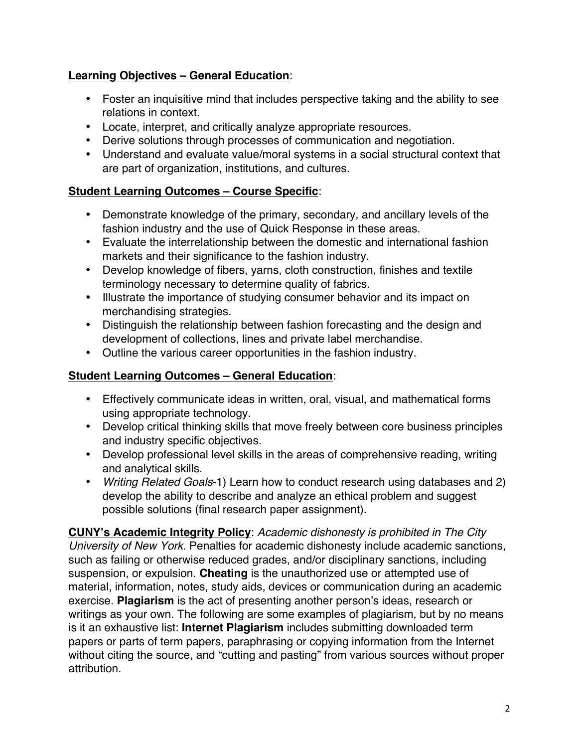**Learning Objectives – General Education**:

- Foster an inquisitive mind that includes perspective taking and the ability to see relations in context.
- Locate, interpret, and critically analyze appropriate resources.
- Derive solutions through processes of communication and negotiation.
- Understand and evaluate value/moral systems in a social structural context that are part of organization, institutions, and cultures.

**Student Learning Outcomes – Course Specific**:

- Demonstrate knowledge of the primary, secondary, and ancillary levels of the fashion industry and the use of Quick Response in these areas.
- Evaluate the interrelationship between the domestic and international fashion markets and their significance to the fashion industry.
- Develop knowledge of fibers, yarns, cloth construction, finishes and textile terminology necessary to determine quality of fabrics.
- Illustrate the importance of studying consumer behavior and its impact on merchandising strategies.
- Distinguish the relationship between fashion forecasting and the design and development of collections, lines and private label merchandise.
- Outline the various career opportunities in the fashion industry.

**Student Learning Outcomes – General Education**:

- Effectively communicate ideas in written, oral, visual, and mathematical forms using appropriate technology.
- Develop critical thinking skills that move freely between core business principles and industry specific objectives.
- Develop professional level skills in the areas of comprehensive reading, writing and analytical skills.
- *Writing Related Goals*-1) Learn how to conduct research using databases and 2) develop the ability to describe and analyze an ethical problem and suggest possible solutions (final research paper assignment).

**CUNY's Academic Integrity Policy**: *Academic dishonesty is prohibited in The City University of New York*. Penalties for academic dishonesty include academic sanctions, such as failing or otherwise reduced grades, and/or disciplinary sanctions, including suspension, or expulsion. **Cheating** is the unauthorized use or attempted use of material, information, notes, study aids, devices or communication during an academic exercise. **Plagiarism** is the act of presenting another person's ideas, research or writings as your own. The following are some examples of plagiarism, but by no means is it an exhaustive list: **Internet Plagiarism** includes submitting downloaded term papers or parts of term papers, paraphrasing or copying information from the Internet without citing the source, and "cutting and pasting" from various sources without proper attribution.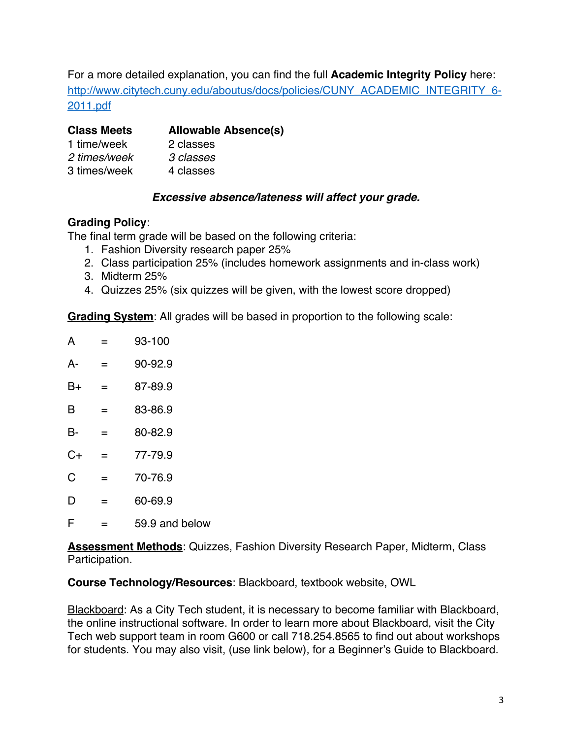For a more detailed explanation, you can find the full **Academic Integrity Policy** here: http://www.citytech.cuny.edu/aboutus/docs/policies/CUNY_ACADEMIC_INTEGRITY_6-2011.pdf

| **Class Meets** | **Allowable Absence(s)** |
| --- | --- |
| 1 time/week | 2 classes |
| *2 times/week* | *3 classes* |
| 3 times/week | 4 classes |

***Excessive absence/lateness will affect your grade.***

**Grading Policy**:
The final term grade will be based on the following criteria:

1. Fashion Diversity research paper 25%
2. Class participation 25% (includes homework assignments and in-class work)
3. Midterm 25%
4. Quizzes 25% (six quizzes will be given, with the lowest score dropped)

**Grading System**: All grades will be based in proportion to the following scale:

A = 93-100

A- = 90-92.9

B+ = 87-89.9

B = 83-86.9

B- = 80-82.9

C+ = 77-79.9

C = 70-76.9

D = 60-69.9

F = 59.9 and below

**Assessment Methods**: Quizzes, Fashion Diversity Research Paper, Midterm, Class Participation.

**Course Technology/Resources**: Blackboard, textbook website, OWL

Blackboard: As a City Tech student, it is necessary to become familiar with Blackboard, the online instructional software. In order to learn more about Blackboard, visit the City Tech web support team in room G600 or call 718.254.8565 to find out about workshops for students. You may also visit, (use link below), for a Beginner's Guide to Blackboard.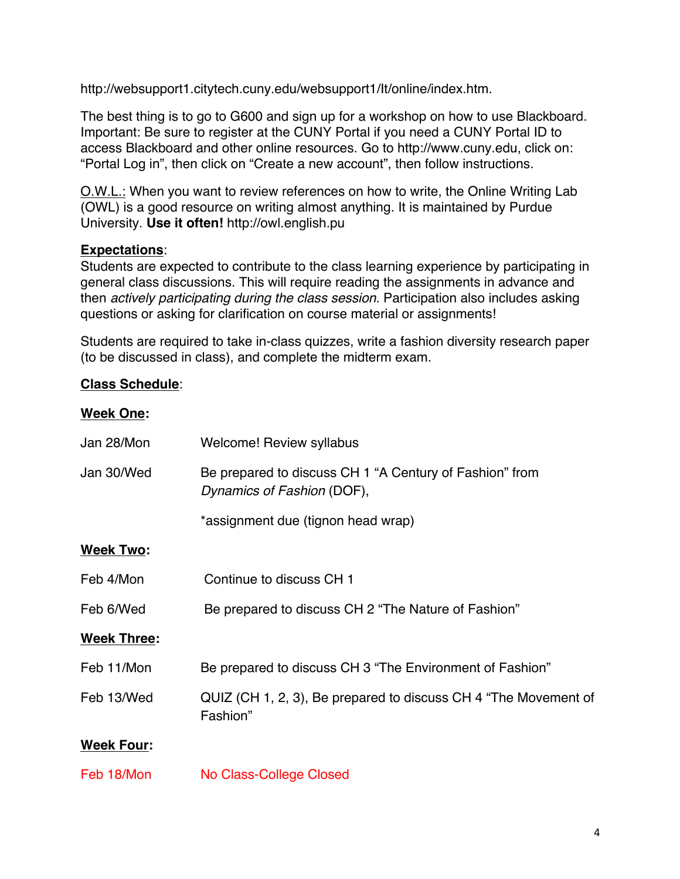http://websupport1.citytech.cuny.edu/websupport1/lt/online/index.htm.

The best thing is to go to G600 and sign up for a workshop on how to use Blackboard. Important: Be sure to register at the CUNY Portal if you need a CUNY Portal ID to access Blackboard and other online resources. Go to http://www.cuny.edu, click on: “Portal Log in”, then click on “Create a new account”, then follow instructions.

<u>O.W.L.:</u> When you want to review references on how to write, the Online Writing Lab (OWL) is a good resource on writing almost anything. It is maintained by Purdue University. **Use it often!** http://owl.english.pu

**<u>Expectations</u>**:
Students are expected to contribute to the class learning experience by participating in general class discussions. This will require reading the assignments in advance and then *actively participating during the class session*. Participation also includes asking questions or asking for clarification on course material or assignments!

Students are required to take in-class quizzes, write a fashion diversity research paper (to be discussed in class), and complete the midterm exam.

**<u>Class Schedule</u>**:

**<u>Week One</u>:**

| | |
|---|---|
| Jan 28/Mon | Welcome! Review syllabus |
| Jan 30/Wed | Be prepared to discuss CH 1 “A Century of Fashion” from *Dynamics of Fashion* (DOF), |
| | *assignment due (tignon head wrap) |

**<u>Week Two</u>:**

| | |
|---|---|
| Feb 4/Mon | Continue to discuss CH 1 |
| Feb 6/Wed | Be prepared to discuss CH 2 “The Nature of Fashion” |

**<u>Week Three</u>:**

| | |
|---|---|
| Feb 11/Mon | Be prepared to discuss CH 3 “The Environment of Fashion” |
| Feb 13/Wed | QUIZ (CH 1, 2, 3), Be prepared to discuss CH 4 “The Movement of Fashion” |

**<u>Week Four</u>:**

| | |
|---|---|
| Feb 18/Mon | No Class-College Closed |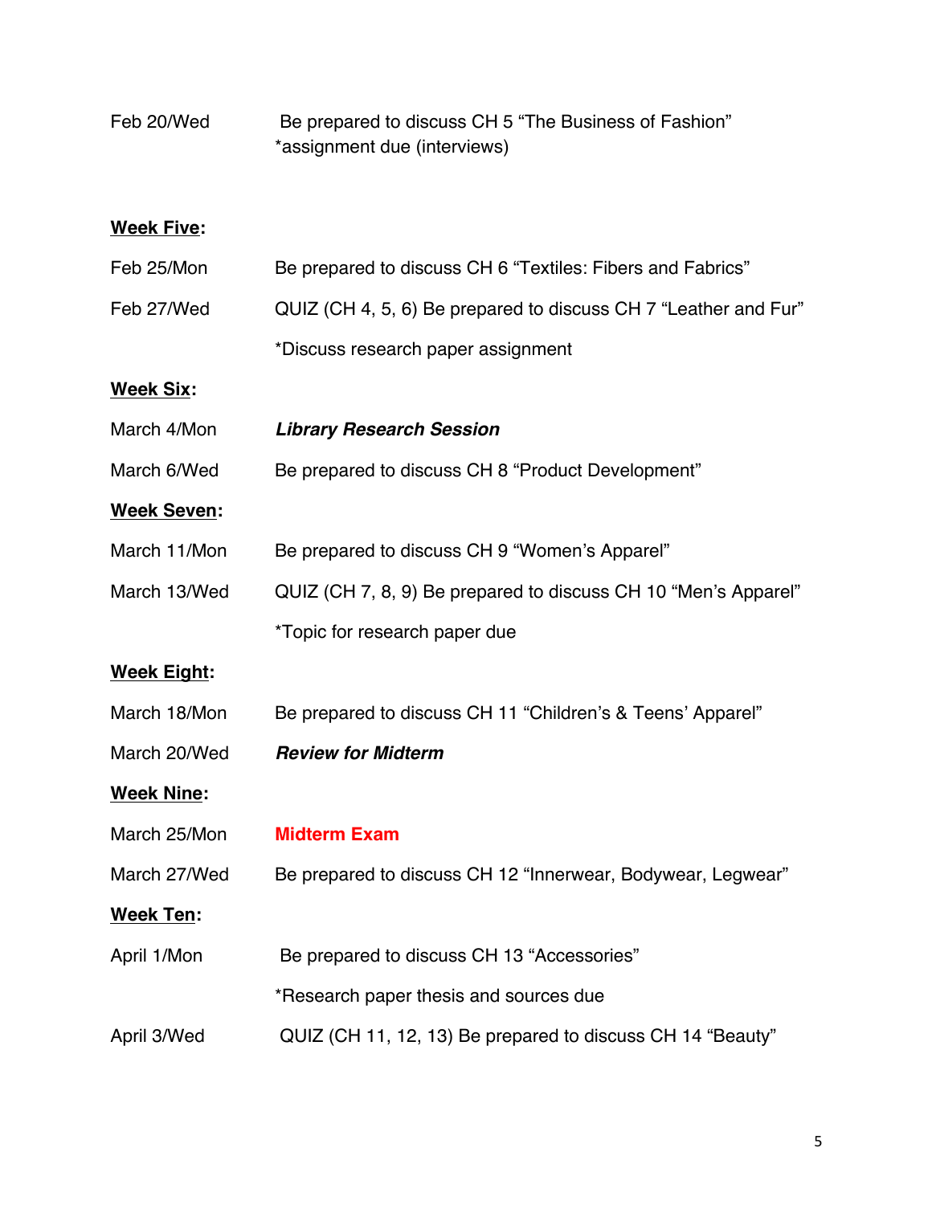Feb 20/Wed Be prepared to discuss CH 5 “The Business of Fashion”
*assignment due (interviews)

**<u>Week Five</u>:**

Feb 25/Mon Be prepared to discuss CH 6 “Textiles: Fibers and Fabrics”

Feb 27/Wed QUIZ (CH 4, 5, 6) Be prepared to discuss CH 7 “Leather and Fur”

*Discuss research paper assignment

**<u>Week Six</u>:**

March 4/Mon ***Library Research Session***

March 6/Wed Be prepared to discuss CH 8 “Product Development”

**<u>Week Seven</u>:**

March 11/Mon Be prepared to discuss CH 9 “Women’s Apparel”

March 13/Wed QUIZ (CH 7, 8, 9) Be prepared to discuss CH 10 “Men’s Apparel”

*Topic for research paper due

**<u>Week Eight</u>:**

March 18/Mon Be prepared to discuss CH 11 “Children’s & Teens’ Apparel”

March 20/Wed ***Review for Midterm***

**<u>Week Nine</u>:**

March 25/Mon **Midterm Exam**

March 27/Wed Be prepared to discuss CH 12 “Innerwear, Bodywear, Legwear”

**<u>Week Ten</u>:**

April 1/Mon Be prepared to discuss CH 13 “Accessories”

*Research paper thesis and sources due

April 3/Wed QUIZ (CH 11, 12, 13) Be prepared to discuss CH 14 “Beauty”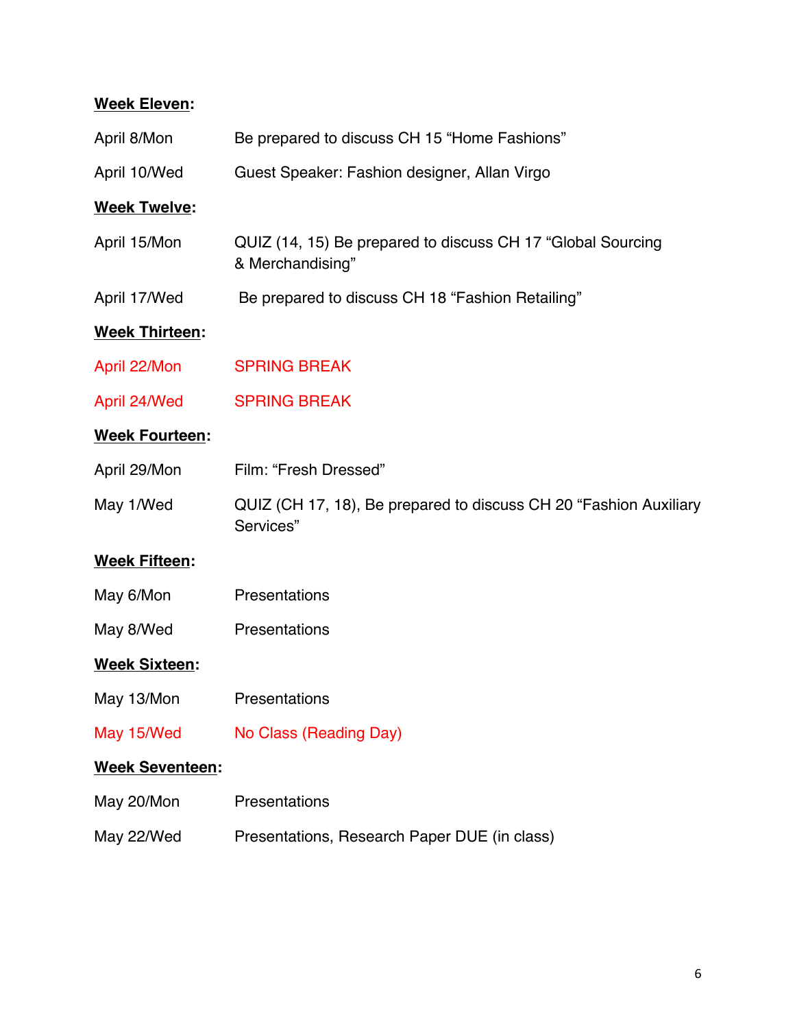**Week Eleven:**

| | |
|---|---|
| April 8/Mon | Be prepared to discuss CH 15 “Home Fashions” |
| April 10/Wed | Guest Speaker: Fashion designer, Allan Virgo |

**Week Twelve:**

| | |
|---|---|
| April 15/Mon | QUIZ (14, 15) Be prepared to discuss CH 17 “Global Sourcing & Merchandising” |
| April 17/Wed | Be prepared to discuss CH 18 “Fashion Retailing” |

**Week Thirteen:**

| | |
|---|---|
| April 22/Mon | SPRING BREAK |
| April 24/Wed | SPRING BREAK |

**Week Fourteen:**

| | |
|---|---|
| April 29/Mon | Film: “Fresh Dressed” |
| May 1/Wed | QUIZ (CH 17, 18), Be prepared to discuss CH 20 “Fashion Auxiliary Services” |

**Week Fifteen:**

| | |
|---|---|
| May 6/Mon | Presentations |
| May 8/Wed | Presentations |

**Week Sixteen:**

| | |
|---|---|
| May 13/Mon | Presentations |
| May 15/Wed | No Class (Reading Day) |

**Week Seventeen:**

| | |
|---|---|
| May 20/Mon | Presentations |
| May 22/Wed | Presentations, Research Paper DUE (in class) |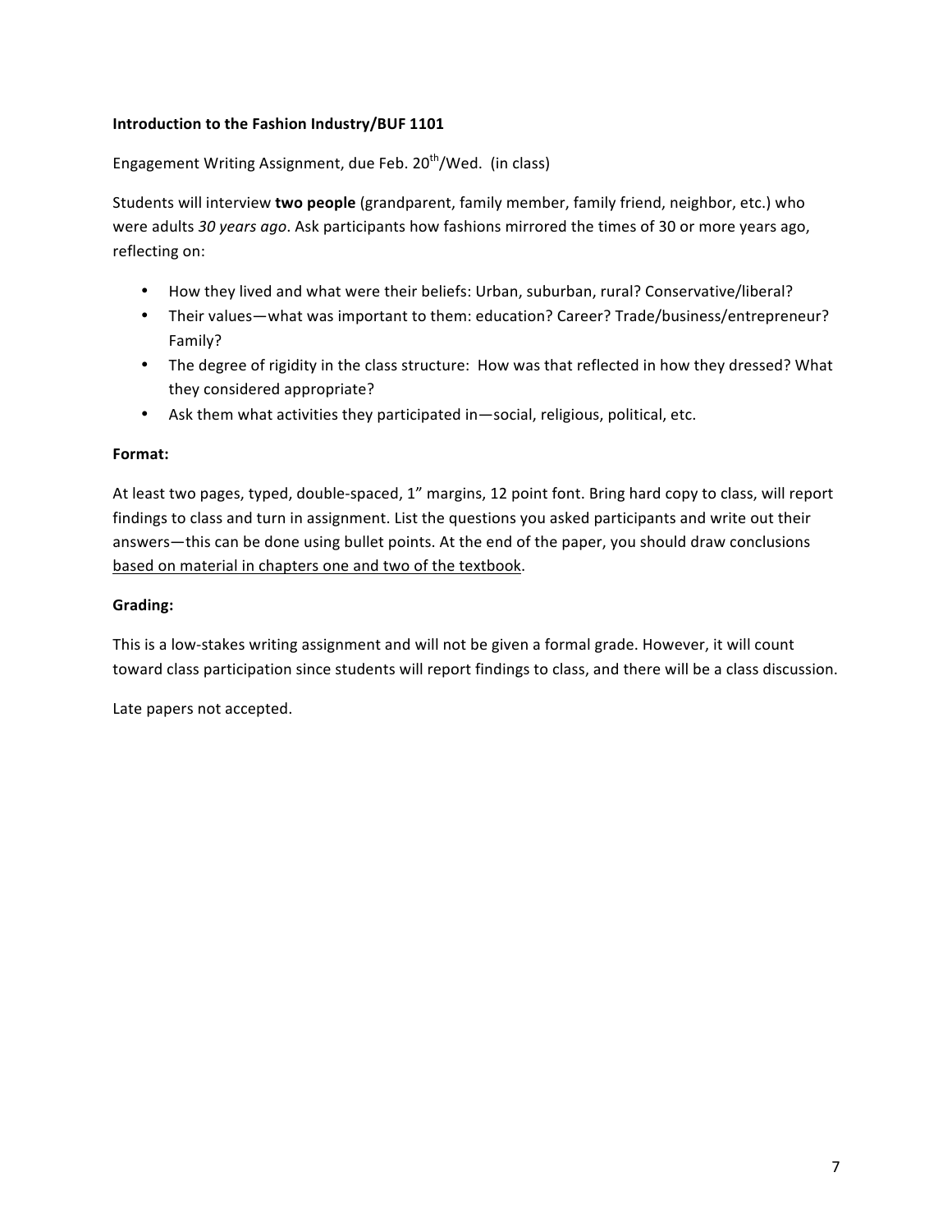**Introduction to the Fashion Industry/BUF 1101**

Engagement Writing Assignment, due Feb. 20th/Wed. (in class)

Students will interview **two people** (grandparent, family member, family friend, neighbor, etc.) who were adults *30 years ago*. Ask participants how fashions mirrored the times of 30 or more years ago, reflecting on:

- How they lived and what were their beliefs: Urban, suburban, rural? Conservative/liberal?
- Their values—what was important to them: education? Career? Trade/business/entrepreneur? Family?
- The degree of rigidity in the class structure: How was that reflected in how they dressed? What they considered appropriate?
- Ask them what activities they participated in—social, religious, political, etc.

**Format:**

At least two pages, typed, double-spaced, 1" margins, 12 point font. Bring hard copy to class, will report findings to class and turn in assignment. List the questions you asked participants and write out their answers—this can be done using bullet points. At the end of the paper, you should draw conclusions <u>based on material in chapters one and two of the textbook</u>.

**Grading:**

This is a low-stakes writing assignment and will not be given a formal grade. However, it will count toward class participation since students will report findings to class, and there will be a class discussion.

Late papers not accepted.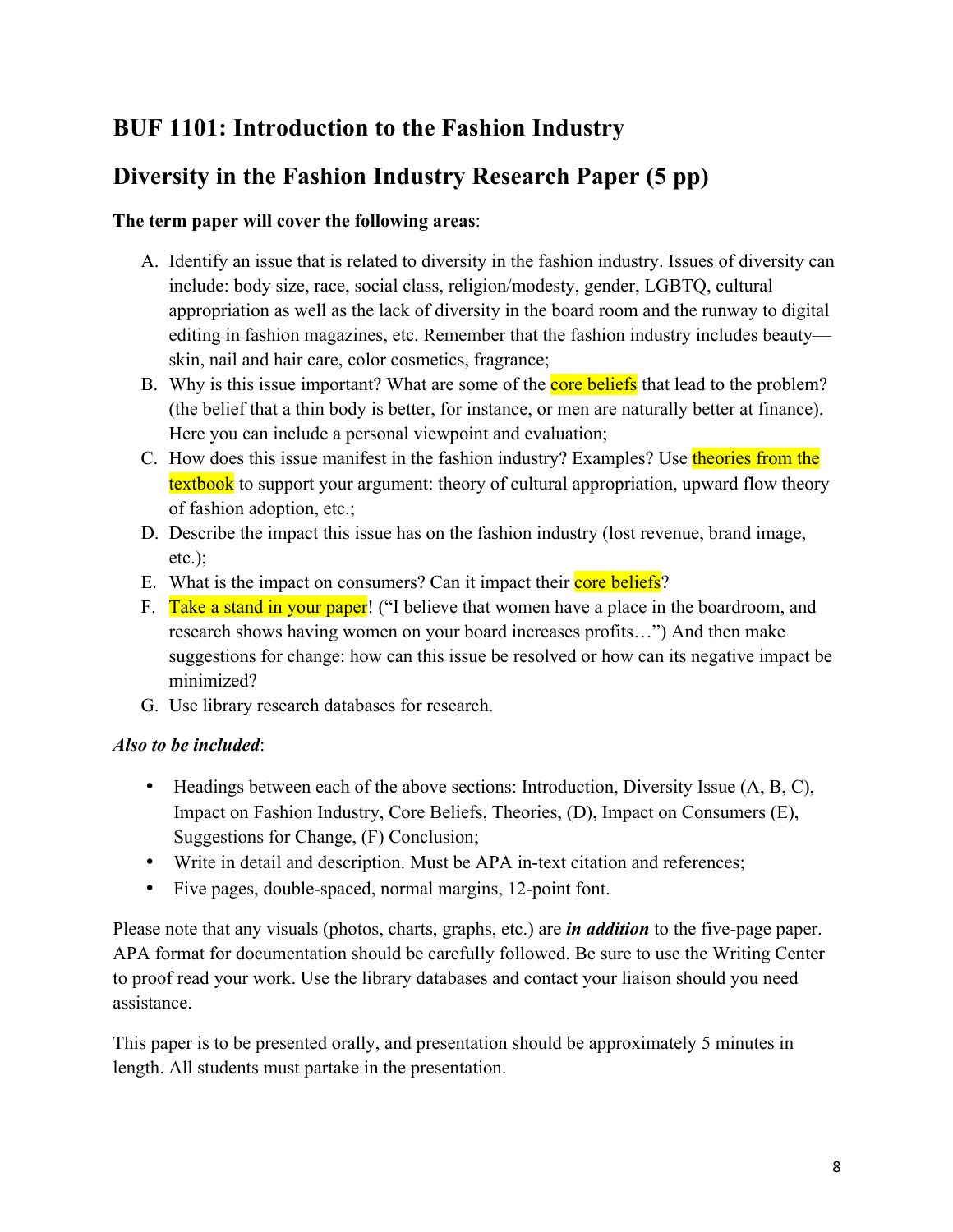## BUF 1101: Introduction to the Fashion Industry

## Diversity in the Fashion Industry Research Paper (5 pp)

**The term paper will cover the following areas**:

A. Identify an issue that is related to diversity in the fashion industry. Issues of diversity can include: body size, race, social class, religion/modesty, gender, LGBTQ, cultural appropriation as well as the lack of diversity in the board room and the runway to digital editing in fashion magazines, etc. Remember that the fashion industry includes beauty—skin, nail and hair care, color cosmetics, fragrance;
B. Why is this issue important? What are some of the core beliefs that lead to the problem? (the belief that a thin body is better, for instance, or men are naturally better at finance). Here you can include a personal viewpoint and evaluation;
C. How does this issue manifest in the fashion industry? Examples? Use theories from the textbook to support your argument: theory of cultural appropriation, upward flow theory of fashion adoption, etc.;
D. Describe the impact this issue has on the fashion industry (lost revenue, brand image, etc.);
E. What is the impact on consumers? Can it impact their core beliefs?
F. Take a stand in your paper! ("I believe that women have a place in the boardroom, and research shows having women on your board increases profits…") And then make suggestions for change: how can this issue be resolved or how can its negative impact be minimized?
G. Use library research databases for research.

***Also to be included***:

- Headings between each of the above sections: Introduction, Diversity Issue (A, B, C), Impact on Fashion Industry, Core Beliefs, Theories, (D), Impact on Consumers (E), Suggestions for Change, (F) Conclusion;
- Write in detail and description. Must be APA in-text citation and references;
- Five pages, double-spaced, normal margins, 12-point font.

Please note that any visuals (photos, charts, graphs, etc.) are ***in addition*** to the five-page paper. APA format for documentation should be carefully followed. Be sure to use the Writing Center to proof read your work. Use the library databases and contact your liaison should you need assistance.

This paper is to be presented orally, and presentation should be approximately 5 minutes in length. All students must partake in the presentation.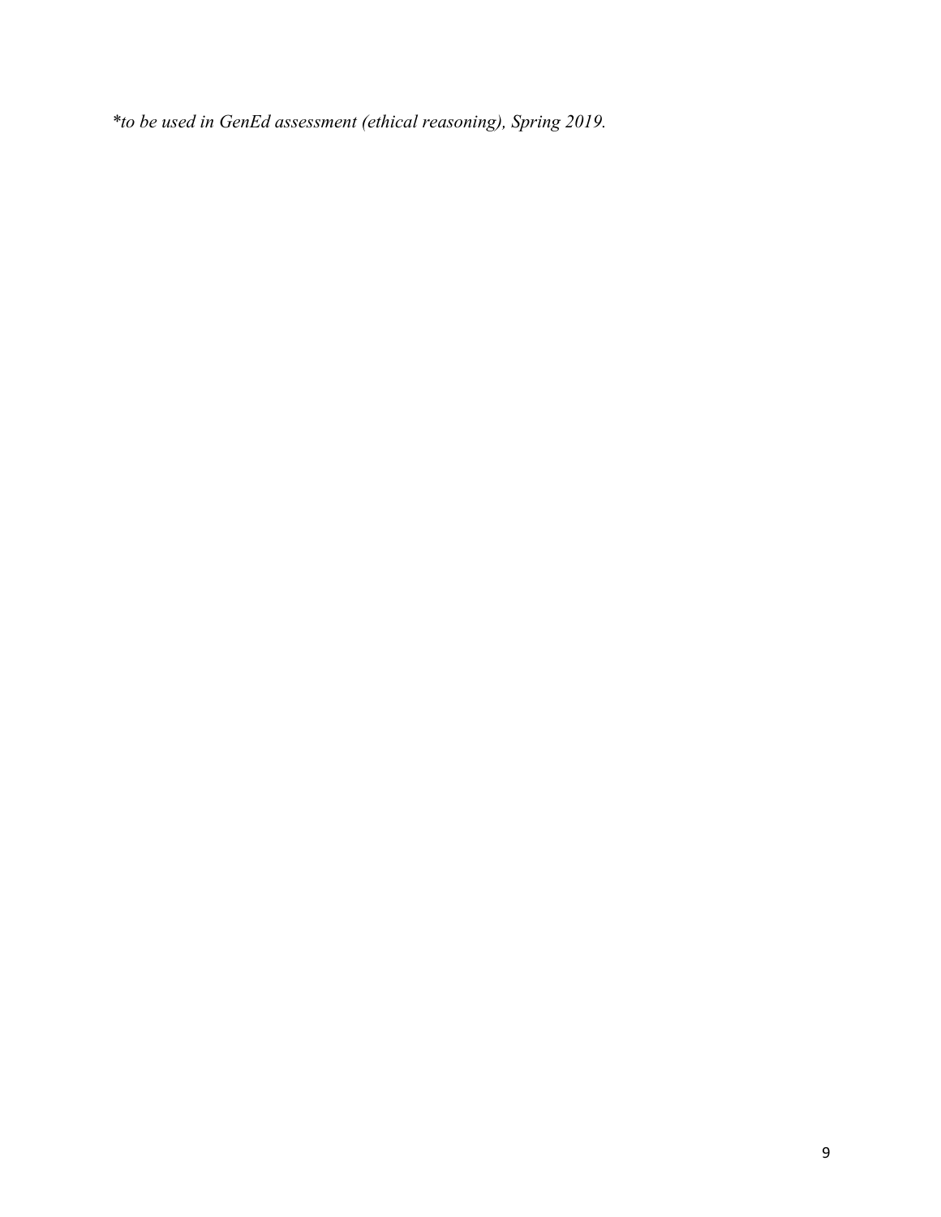*\*to be used in GenEd assessment (ethical reasoning), Spring 2019.*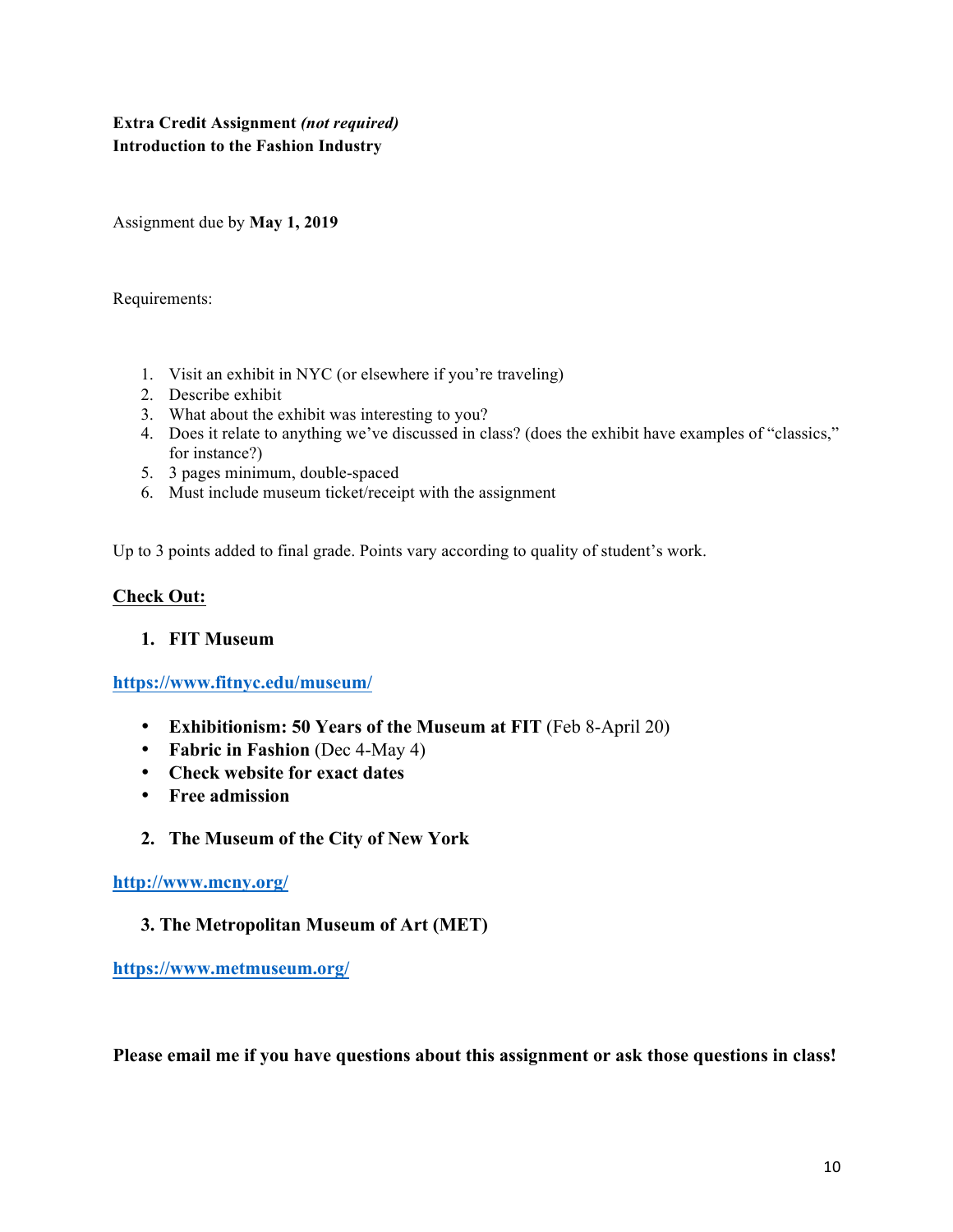**Extra Credit Assignment** ***(not required)***
**Introduction to the Fashion Industry**

Assignment due by **May 1, 2019**

Requirements:

1. Visit an exhibit in NYC (or elsewhere if you're traveling)
2. Describe exhibit
3. What about the exhibit was interesting to you?
4. Does it relate to anything we've discussed in class? (does the exhibit have examples of "classics," for instance?)
5. 3 pages minimum, double-spaced
6. Must include museum ticket/receipt with the assignment

Up to 3 points added to final grade. Points vary according to quality of student's work.

## Check Out:

### 1. FIT Museum

**https://www.fitnyc.edu/museum/**

- **Exhibitionism: 50 Years of the Museum at FIT** (Feb 8-April 20)
- **Fabric in Fashion** (Dec 4-May 4)
- **Check website for exact dates**
- **Free admission**

### 2. The Museum of the City of New York

**http://www.mcny.org/**

### 3. The Metropolitan Museum of Art (MET)

**https://www.metmuseum.org/**

**Please email me if you have questions about this assignment or ask those questions in class!**